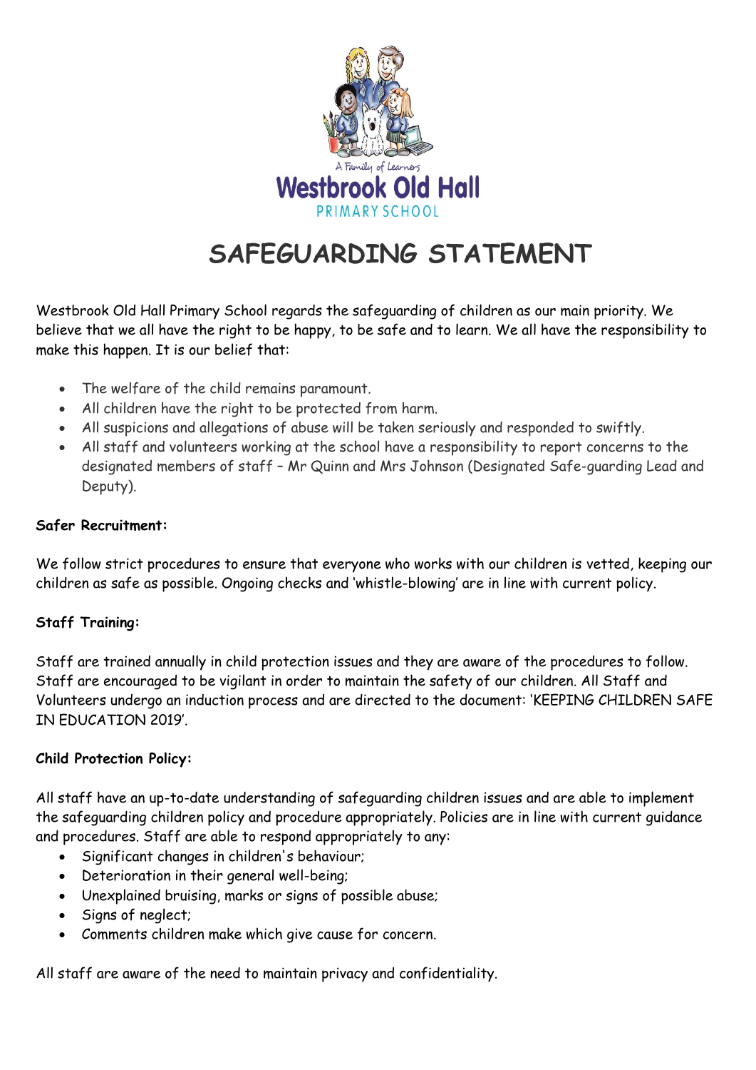A Family of Learners

Westbrook Old Hall

PRIMARY SCHOOL

# SAFEGUARDING STATEMENT

Westbrook Old Hall Primary School regards the safeguarding of children as our main priority. We believe that we all have the right to be happy, to be safe and to learn. We all have the responsibility to make this happen. It is our belief that:

- The welfare of the child remains paramount.
- All children have the right to be protected from harm.
- All suspicions and allegations of abuse will be taken seriously and responded to swiftly.
- All staff and volunteers working at the school have a responsibility to report concerns to the designated members of staff – Mr Quinn and Mrs Johnson (Designated Safe-guarding Lead and Deputy).

**Safer Recruitment:**

We follow strict procedures to ensure that everyone who works with our children is vetted, keeping our children as safe as possible. Ongoing checks and 'whistle-blowing' are in line with current policy.

**Staff Training:**

Staff are trained annually in child protection issues and they are aware of the procedures to follow. Staff are encouraged to be vigilant in order to maintain the safety of our children. All Staff and Volunteers undergo an induction process and are directed to the document: 'KEEPING CHILDREN SAFE IN EDUCATION 2019'.

**Child Protection Policy:**

All staff have an up-to-date understanding of safeguarding children issues and are able to implement the safeguarding children policy and procedure appropriately. Policies are in line with current guidance and procedures. Staff are able to respond appropriately to any:

- Significant changes in children's behaviour;
- Deterioration in their general well-being;
- Unexplained bruising, marks or signs of possible abuse;
- Signs of neglect;
- Comments children make which give cause for concern.

All staff are aware of the need to maintain privacy and confidentiality.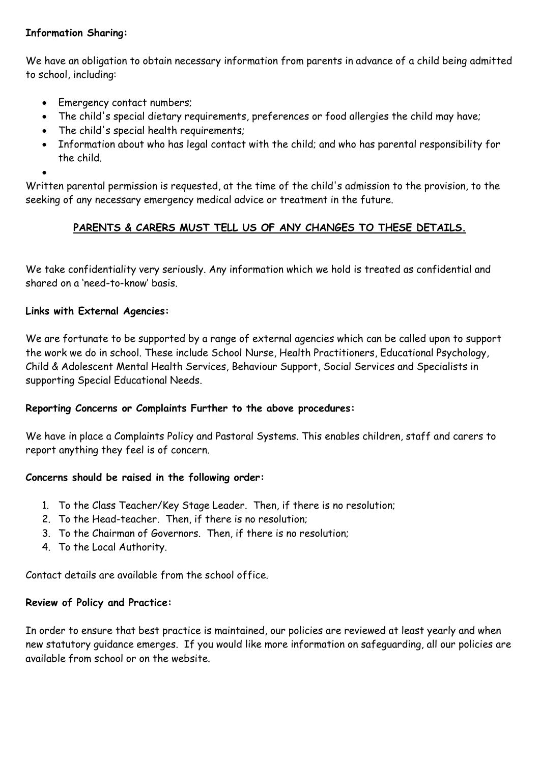**Information Sharing:**

We have an obligation to obtain necessary information from parents in advance of a child being admitted to school, including:

- Emergency contact numbers;
- The child's special dietary requirements, preferences or food allergies the child may have;
- The child's special health requirements;
- Information about who has legal contact with the child; and who has parental responsibility for the child.

Written parental permission is requested, at the time of the child's admission to the provision, to the seeking of any necessary emergency medical advice or treatment in the future.

**PARENTS & CARERS MUST TELL US OF ANY CHANGES TO THESE DETAILS.**

We take confidentiality very seriously. Any information which we hold is treated as confidential and shared on a 'need-to-know' basis.

**Links with External Agencies:**

We are fortunate to be supported by a range of external agencies which can be called upon to support the work we do in school. These include School Nurse, Health Practitioners, Educational Psychology, Child & Adolescent Mental Health Services, Behaviour Support, Social Services and Specialists in supporting Special Educational Needs.

**Reporting Concerns or Complaints Further to the above procedures:**

We have in place a Complaints Policy and Pastoral Systems. This enables children, staff and carers to report anything they feel is of concern.

**Concerns should be raised in the following order:**

1. To the Class Teacher/Key Stage Leader. Then, if there is no resolution;
2. To the Head-teacher. Then, if there is no resolution;
3. To the Chairman of Governors. Then, if there is no resolution;
4. To the Local Authority.

Contact details are available from the school office.

**Review of Policy and Practice:**

In order to ensure that best practice is maintained, our policies are reviewed at least yearly and when new statutory guidance emerges. If you would like more information on safeguarding, all our policies are available from school or on the website.